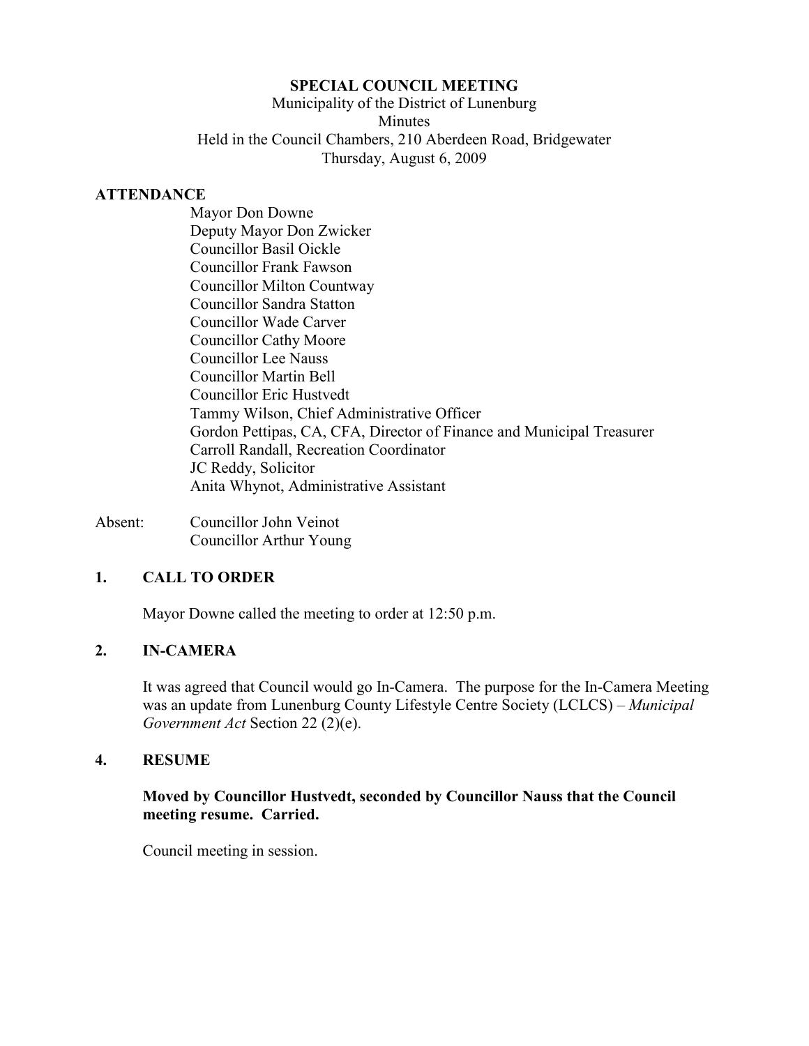**SPECIAL COUNCIL MEETING**

Municipality of the District of Lunenburg

Minutes

Held in the Council Chambers, 210 Aberdeen Road, Bridgewater

Thursday, August 6, 2009

**ATTENDANCE**

Mayor Don Downe
Deputy Mayor Don Zwicker
Councillor Basil Oickle
Councillor Frank Fawson
Councillor Milton Countway
Councillor Sandra Statton
Councillor Wade Carver
Councillor Cathy Moore
Councillor Lee Nauss
Councillor Martin Bell
Councillor Eric Hustvedt
Tammy Wilson, Chief Administrative Officer
Gordon Pettipas, CA, CFA, Director of Finance and Municipal Treasurer
Carroll Randall, Recreation Coordinator
JC Reddy, Solicitor
Anita Whynot, Administrative Assistant

Absent: Councillor John Veinot
Councillor Arthur Young

**1. CALL TO ORDER**

Mayor Downe called the meeting to order at 12:50 p.m.

**2. IN-CAMERA**

It was agreed that Council would go In-Camera. The purpose for the In-Camera Meeting was an update from Lunenburg County Lifestyle Centre Society (LCLCS) – *Municipal Government Act* Section 22 (2)(e).

**4. RESUME**

**Moved by Councillor Hustvedt, seconded by Councillor Nauss that the Council meeting resume. Carried.**

Council meeting in session.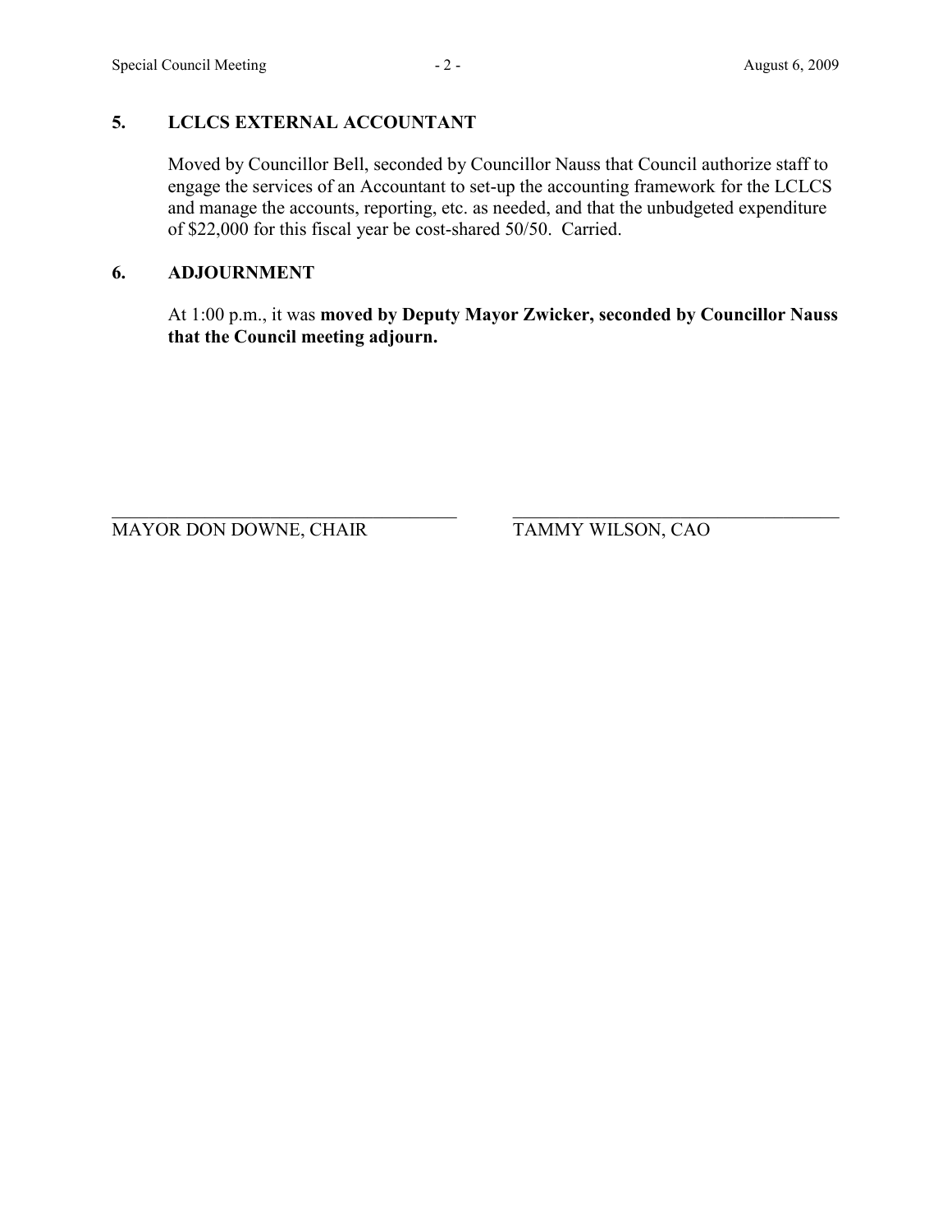## 5. LCLCS EXTERNAL ACCOUNTANT

Moved by Councillor Bell, seconded by Councillor Nauss that Council authorize staff to engage the services of an Accountant to set-up the accounting framework for the LCLCS and manage the accounts, reporting, etc. as needed, and that the unbudgeted expenditure of $22,000 for this fiscal year be cost-shared 50/50. Carried.

## 6. ADJOURNMENT

At 1:00 p.m., it was **moved by Deputy Mayor Zwicker, seconded by Councillor Nauss that the Council meeting adjourn.**

\_\_\_\_\_\_\_\_\_\_\_\_\_\_\_\_\_\_\_\_\_\_\_\_\_\_\_\_\_\_\_\_\_\_\_\_
MAYOR DON DOWNE, CHAIR

\_\_\_\_\_\_\_\_\_\_\_\_\_\_\_\_\_\_\_\_\_\_\_\_\_\_\_\_\_\_\_\_\_\_\_\_
TAMMY WILSON, CAO